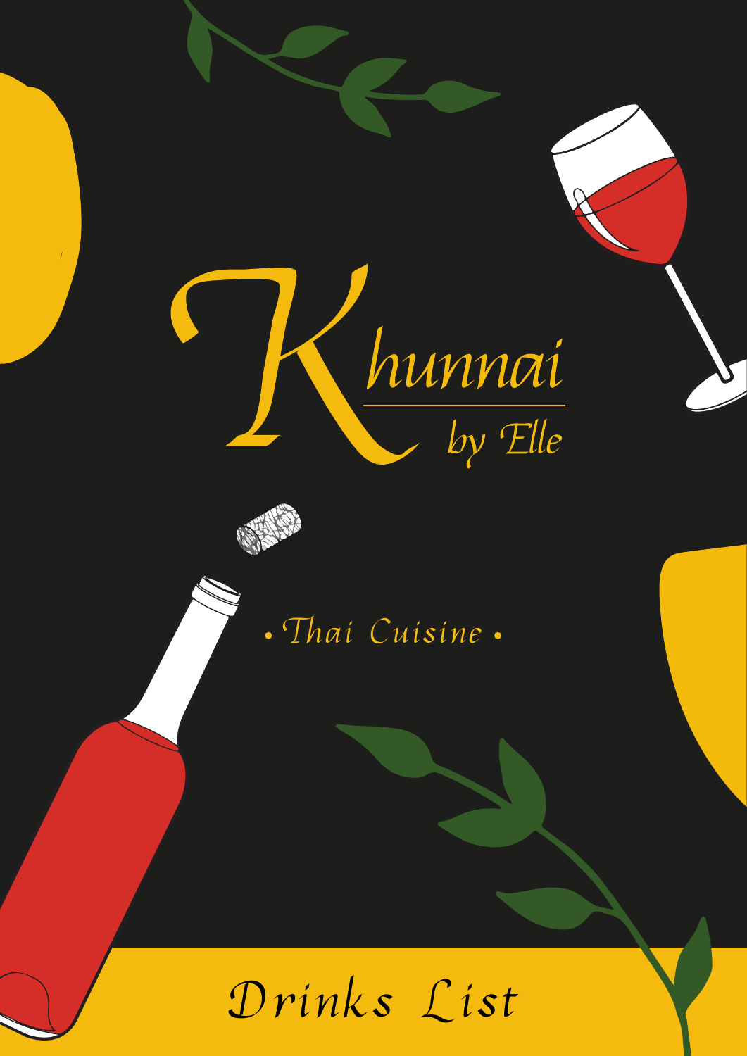# Khunnai

## by Elle

• Thai Cuisine •

## Drinks List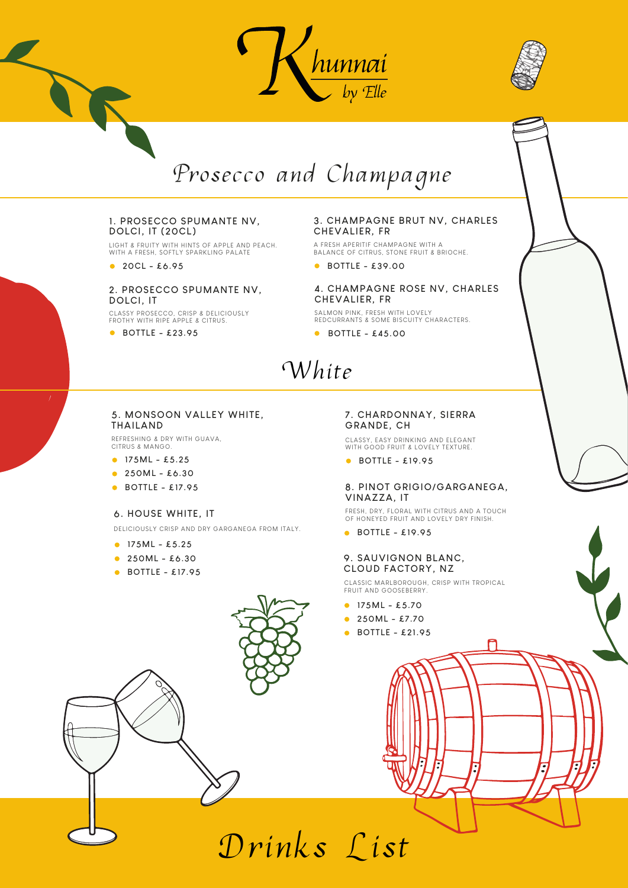# Khunnai by Elle

## Prosecco and Champagne

### 1. PROSECCO SPUMANTE NV, DOLCI, IT (20CL)

LIGHT & FRUITY WITH HINTS OF APPLE AND PEACH. WITH A FRESH, SOFTLY SPARKLING PALATE

- 20CL - £6.95

### 2. PROSECCO SPUMANTE NV, DOLCI, IT

CLASSY PROSECCO, CRISP & DELICIOUSLY FROTHY WITH RIPE APPLE & CITRUS.

- BOTTLE - £23.95

### 3. CHAMPAGNE BRUT NV, CHARLES CHEVALIER, FR

A FRESH APERITIF CHAMPAGNE WITH A BALANCE OF CITRUS, STONE FRUIT & BRIOCHE.

- BOTTLE - £39.00

### 4. CHAMPAGNE ROSE NV, CHARLES CHEVALIER, FR

SALMON PINK, FRESH WITH LOVELY REDCURRANTS & SOME BISCUITY CHARACTERS.

- BOTTLE - £45.00

## White

### 5. MONSOON VALLEY WHITE, THAILAND

REFRESHING & DRY WITH GUAVA, CITRUS & MANGO.

- 175ML - £5.25
- 250ML - £6.30
- BOTTLE - £17.95

### 6. HOUSE WHITE, IT

DELICIOUSLY CRISP AND DRY GARGANEGA FROM ITALY.

- 175ML - £5.25
- 250ML - £6.30
- BOTTLE - £17.95

### 7. CHARDONNAY, SIERRA GRANDE, CH

CLASSY, EASY DRINKING AND ELEGANT WITH GOOD FRUIT & LOVELY TEXTURE.

- BOTTLE - £19.95

### 8. PINOT GRIGIO/GARGANEGA, VINAZZA, IT

FRESH, DRY, FLORAL WITH CITRUS AND A TOUCH OF HONEYED FRUIT AND LOVELY DRY FINISH.

- BOTTLE - £19.95

### 9. SAUVIGNON BLANC, CLOUD FACTORY, NZ

CLASSIC MARLBOROUGH, CRISP WITH TROPICAL FRUIT AND GOOSEBERRY.

- 175ML - £5.70
- 250ML - £7.70
- BOTTLE - £21.95

## Drinks List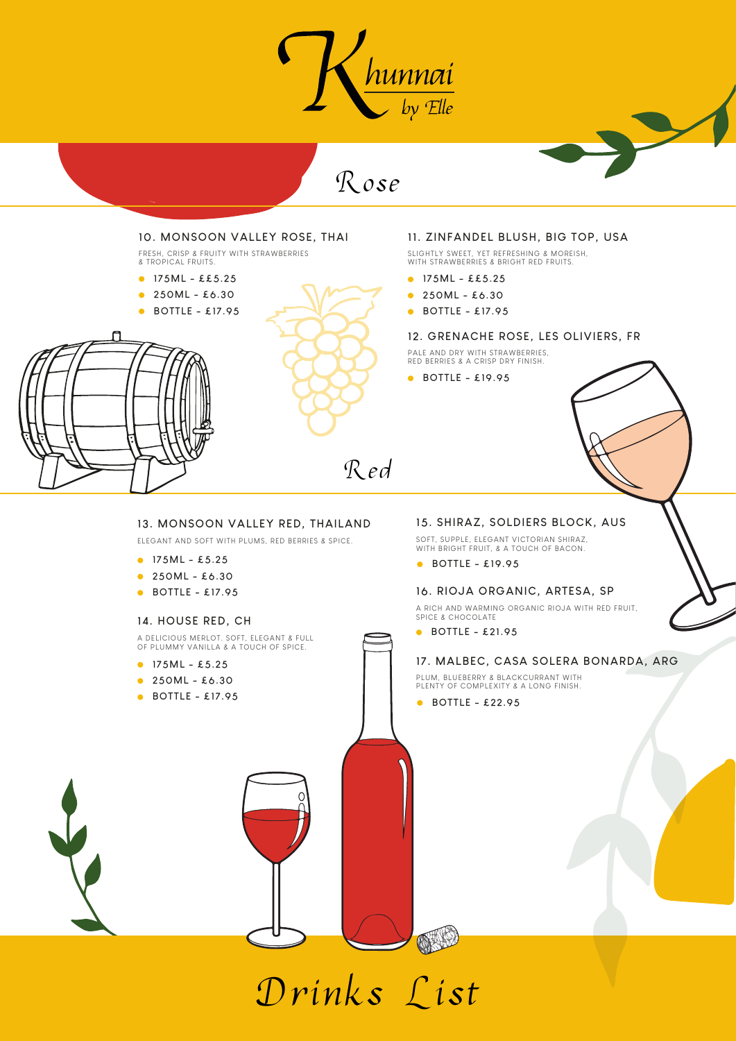# Khunnai by Elle

## Rose

### 10. MONSOON VALLEY ROSE, THAI

FRESH, CRISP & FRUITY WITH STRAWBERRIES & TROPICAL FRUITS.

- 175ML - ££5.25
- 250ML - £6.30
- BOTTLE - £17.95

### 11. ZINFANDEL BLUSH, BIG TOP, USA

SLIGHTLY SWEET, YET REFRESHING & MOREISH, WITH STRAWBERRIES & BRIGHT RED FRUITS.

- 175ML - ££5.25
- 250ML - £6.30
- BOTTLE - £17.95

### 12. GRENACHE ROSE, LES OLIVIERS, FR

PALE AND DRY WITH STRAWBERRIES, RED BERRIES & A CRISP DRY FINISH.

- BOTTLE - £19.95

## Red

### 13. MONSOON VALLEY RED, THAILAND

ELEGANT AND SOFT WITH PLUMS, RED BERRIES & SPICE.

- 175ML - £5.25
- 250ML - £6.30
- BOTTLE - £17.95

### 14. HOUSE RED, CH

A DELICIOUS MERLOT. SOFT, ELEGANT & FULL OF PLUMMY VANILLA & A TOUCH OF SPICE.

- 175ML - £5.25
- 250ML - £6.30
- BOTTLE - £17.95

### 15. SHIRAZ, SOLDIERS BLOCK, AUS

SOFT, SUPPLE, ELEGANT VICTORIAN SHIRAZ, WITH BRIGHT FRUIT, & A TOUCH OF BACON.

- BOTTLE - £19.95

### 16. RIOJA ORGANIC, ARTESA, SP

A RICH AND WARMING ORGANIC RIOJA WITH RED FRUIT, SPICE & CHOCOLATE

- BOTTLE - £21.95

### 17. MALBEC, CASA SOLERA BONARDA, ARG

PLUM, BLUEBERRY & BLACKCURRANT WITH PLENTY OF COMPLEXITY & A LONG FINISH.

- BOTTLE - £22.95

# Drinks List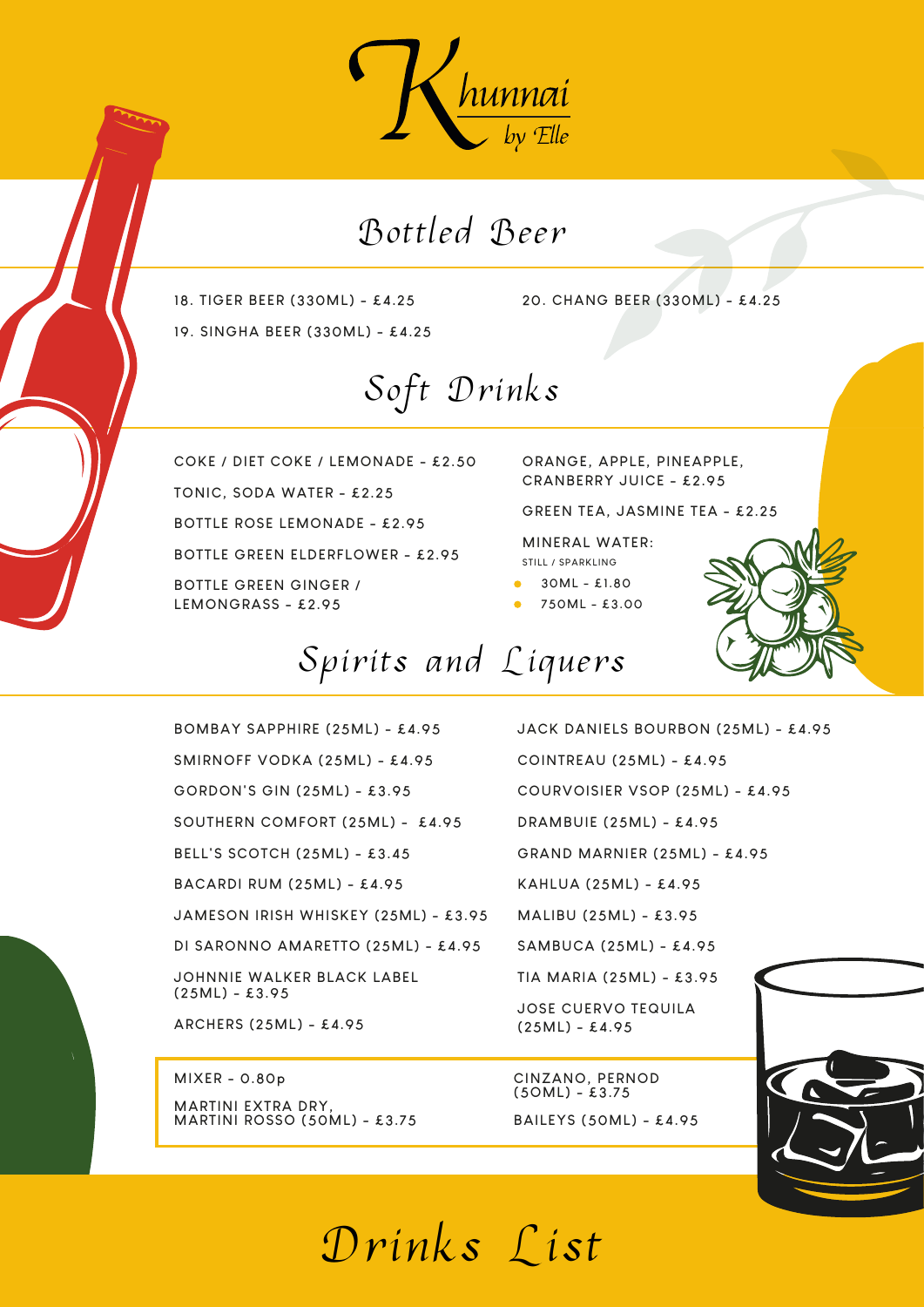# Khunnai by Elle

## Bottled Beer

18. TIGER BEER (330ML) - £4.25

19. SINGHA BEER (330ML) - £4.25

20. CHANG BEER (330ML) - £4.25

## Soft Drinks

COKE / DIET COKE / LEMONADE - £2.50

TONIC, SODA WATER - £2.25

BOTTLE ROSE LEMONADE - £2.95

BOTTLE GREEN ELDERFLOWER - £2.95

BOTTLE GREEN GINGER / LEMONGRASS - £2.95

ORANGE, APPLE, PINEAPPLE, CRANBERRY JUICE - £2.95

GREEN TEA, JASMINE TEA - £2.25

MINERAL WATER:
STILL / SPARKLING

- 30ML - £1.80
- 750ML - £3.00

## Spirits and Liquers

BOMBAY SAPPHIRE (25ML) - £4.95

SMIRNOFF VODKA (25ML) - £4.95

GORDON'S GIN (25ML) - £3.95

SOUTHERN COMFORT (25ML) - £4.95

BELL'S SCOTCH (25ML) - £3.45

BACARDI RUM (25ML) - £4.95

JAMESON IRISH WHISKEY (25ML) - £3.95

DI SARONNO AMARETTO (25ML) - £4.95

JOHNNIE WALKER BLACK LABEL (25ML) - £3.95

ARCHERS (25ML) - £4.95

JACK DANIELS BOURBON (25ML) - £4.95

COINTREAU (25ML) - £4.95

COURVOISIER VSOP (25ML) - £4.95

DRAMBUIE (25ML) - £4.95

GRAND MARNIER (25ML) - £4.95

KAHLUA (25ML) - £4.95

MALIBU (25ML) - £3.95

SAMBUCA (25ML) - £4.95

TIA MARIA (25ML) - £3.95

JOSE CUERVO TEQUILA (25ML) - £4.95

MIXER - 0.80p

MARTINI EXTRA DRY, MARTINI ROSSO (50ML) - £3.75

CINZANO, PERNOD (50ML) - £3.75

BAILEYS (50ML) - £4.95

# Drinks List